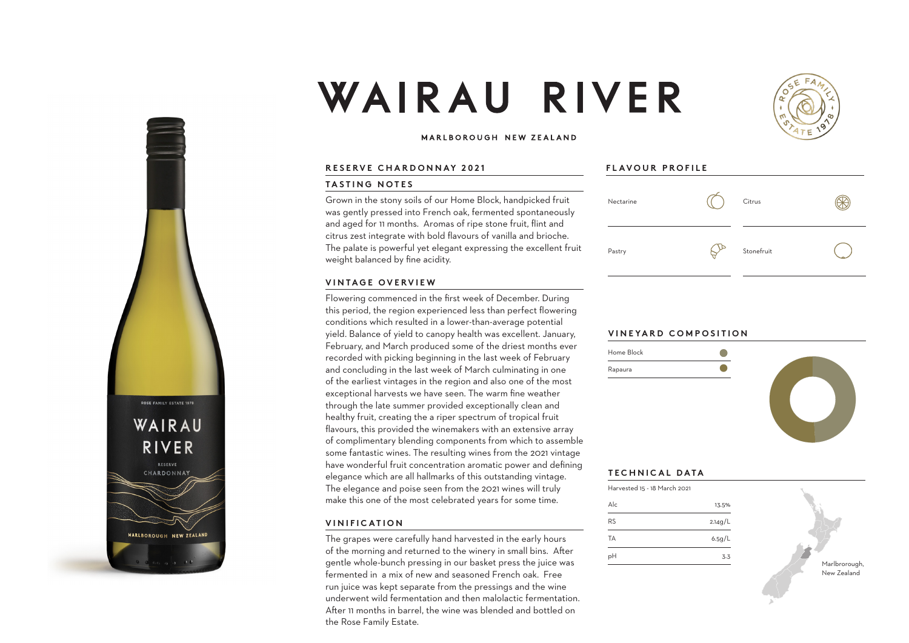# WAIRAU RIVER

**MARLBOROUGH NEW ZEALAND**

## RESERVE CHARDONNAY 2021

### TASTING NOTES

Grown in the stony soils of our Home Block, handpicked fruit was gently pressed into French oak, fermented spontaneously and aged for 11 months. Aromas of ripe stone fruit, flint and citrus zest integrate with bold flavours of vanilla and brioche. The palate is powerful yet elegant expressing the excellent fruit weight balanced by fine acidity.

### VINTAGE OVERVIEW

Flowering commenced in the first week of December. During this period, the region experienced less than perfect flowering conditions which resulted in a lower-than-average potential yield. Balance of yield to canopy health was excellent. January, February, and March produced some of the driest months ever recorded with picking beginning in the last week of February and concluding in the last week of March culminating in one of the earliest vintages in the region and also one of the most exceptional harvests we have seen. The warm fine weather through the late summer provided exceptionally clean and healthy fruit, creating the a riper spectrum of tropical fruit flavours, this provided the winemakers with an extensive array of complimentary blending components from which to assemble some fantastic wines. The resulting wines from the 2021 vintage have wonderful fruit concentration aromatic power and defining elegance which are all hallmarks of this outstanding vintage. The elegance and poise seen from the 2021 wines will truly make this one of the most celebrated years for some time.

### VINIFICATION

The grapes were carefully hand harvested in the early hours of the morning and returned to the winery in small bins. After gentle whole-bunch pressing in our basket press the juice was fermented in a mix of new and seasoned French oak. Free run juice was kept separate from the pressings and the wine underwent wild fermentation and then malolactic fermentation. After 11 months in barrel, the wine was blended and bottled on the Rose Family Estate.

## FLAVOUR PROFILE

- Nectarine
- Citrus
- Pastry
- Stonefruit

## VINEYARD COMPOSITION

- Home Block
- Rapaura

## TECHNICAL DATA

Harvested 15 - 18 March 2021

| | |
|---|---|
| Alc | 13.5% |
| RS | 2.14g/L |
| TA | 6.5g/L |
| pH | 3.3 |

Marlborough, New Zealand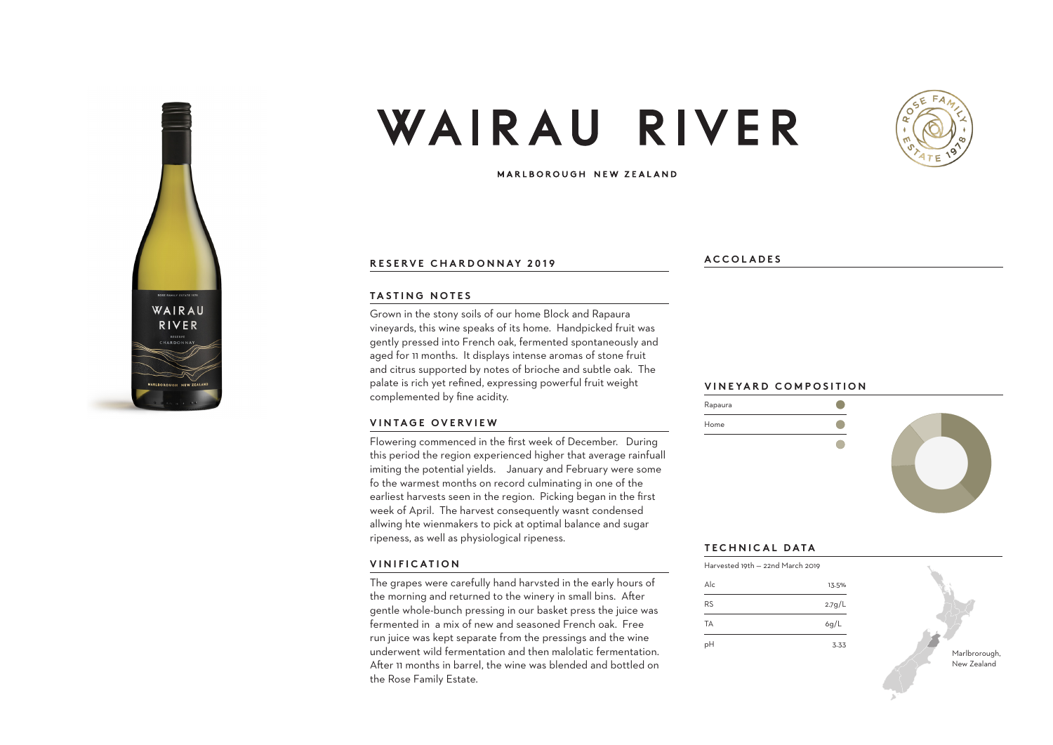# WAIRAU RIVER

**MARLBOROUGH NEW ZEALAND**

## RESERVE CHARDONNAY 2019

### TASTING NOTES

Grown in the stony soils of our home Block and Rapaura vineyards, this wine speaks of its home. Handpicked fruit was gently pressed into French oak, fermented spontaneously and aged for 11 months. It displays intense aromas of stone fruit and citrus supported by notes of brioche and subtle oak. The palate is rich yet refined, expressing powerful fruit weight complemented by fine acidity.

### VINTAGE OVERVIEW

Flowering commenced in the first week of December. During this period the region experienced higher that average rainfall imiting the potential yields. January and February were some fo the warmest months on record culminating in one of the earliest harvests seen in the region. Picking began in the first week of April. The harvest consequently wasnt condensed allwing hte wienmakers to pick at optimal balance and sugar ripeness, as well as physiological ripeness.

### VINIFICATION

The grapes were carefully hand harvsted in the early hours of the morning and returned to the winery in small bins. After gentle whole-bunch pressing in our basket press the juice was fermented in a mix of new and seasoned French oak. Free run juice was kept separate from the pressings and the wine underwent wild fermentation and then malolatic fermentation. After 11 months in barrel, the wine was blended and bottled on the Rose Family Estate.

## ACCOLADES

## VINEYARD COMPOSITION

Rapaura

Home

## TECHNICAL DATA

Harvested 19th — 22nd March 2019

| | |
|---|---|
| Alc | 13.5% |
| RS | 2.7g/L |
| TA | 6g/L |
| pH | 3.33 |

Marlborough, New Zealand